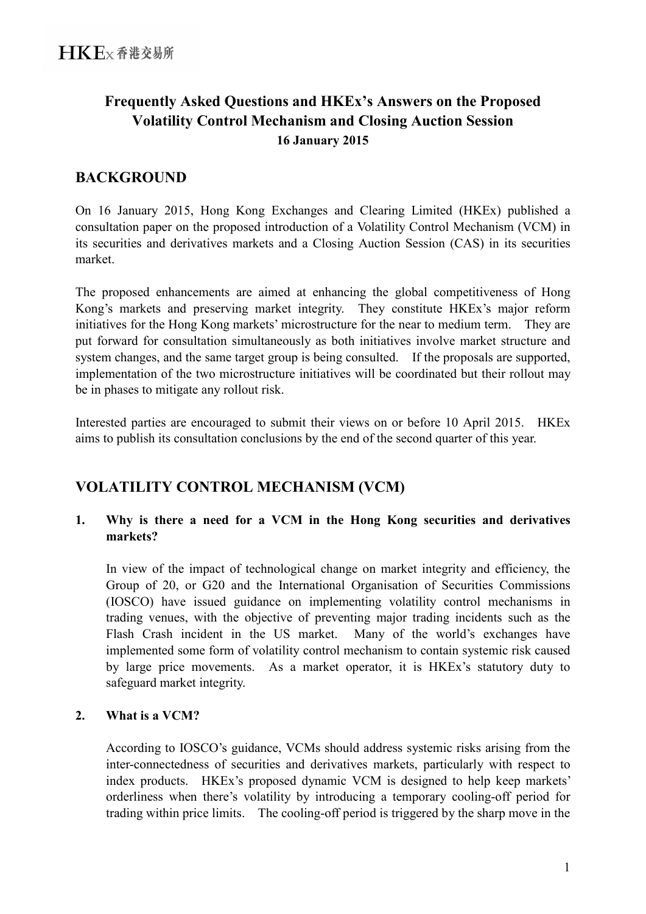HKEx 香港交易所

# Frequently Asked Questions and HKEx's Answers on the Proposed Volatility Control Mechanism and Closing Auction Session

**16 January 2015**

## BACKGROUND

On 16 January 2015, Hong Kong Exchanges and Clearing Limited (HKEx) published a consultation paper on the proposed introduction of a Volatility Control Mechanism (VCM) in its securities and derivatives markets and a Closing Auction Session (CAS) in its securities market.

The proposed enhancements are aimed at enhancing the global competitiveness of Hong Kong's markets and preserving market integrity. They constitute HKEx's major reform initiatives for the Hong Kong markets' microstructure for the near to medium term. They are put forward for consultation simultaneously as both initiatives involve market structure and system changes, and the same target group is being consulted. If the proposals are supported, implementation of the two microstructure initiatives will be coordinated but their rollout may be in phases to mitigate any rollout risk.

Interested parties are encouraged to submit their views on or before 10 April 2015. HKEx aims to publish its consultation conclusions by the end of the second quarter of this year.

## VOLATILITY CONTROL MECHANISM (VCM)

### 1. Why is there a need for a VCM in the Hong Kong securities and derivatives markets?

In view of the impact of technological change on market integrity and efficiency, the Group of 20, or G20 and the International Organisation of Securities Commissions (IOSCO) have issued guidance on implementing volatility control mechanisms in trading venues, with the objective of preventing major trading incidents such as the Flash Crash incident in the US market. Many of the world's exchanges have implemented some form of volatility control mechanism to contain systemic risk caused by large price movements. As a market operator, it is HKEx's statutory duty to safeguard market integrity.

### 2. What is a VCM?

According to IOSCO's guidance, VCMs should address systemic risks arising from the inter-connectedness of securities and derivatives markets, particularly with respect to index products. HKEx's proposed dynamic VCM is designed to help keep markets' orderliness when there's volatility by introducing a temporary cooling-off period for trading within price limits. The cooling-off period is triggered by the sharp move in the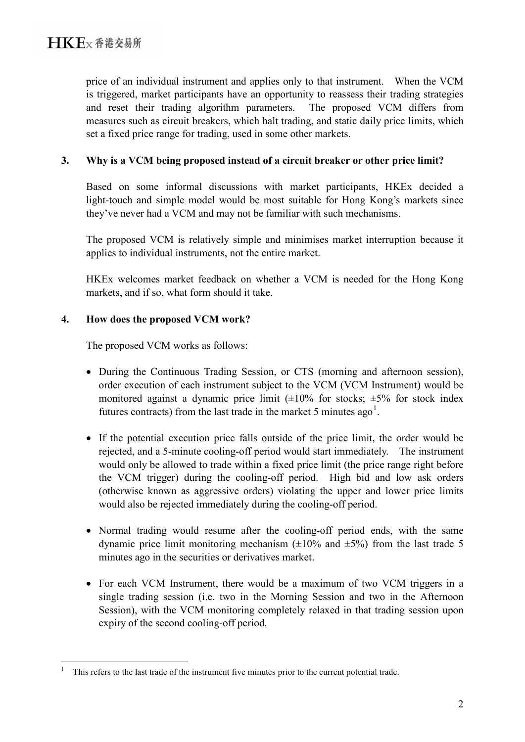price of an individual instrument and applies only to that instrument. When the VCM is triggered, market participants have an opportunity to reassess their trading strategies and reset their trading algorithm parameters. The proposed VCM differs from measures such as circuit breakers, which halt trading, and static daily price limits, which set a fixed price range for trading, used in some other markets.

**3. Why is a VCM being proposed instead of a circuit breaker or other price limit?**

Based on some informal discussions with market participants, HKEx decided a light-touch and simple model would be most suitable for Hong Kong's markets since they've never had a VCM and may not be familiar with such mechanisms.

The proposed VCM is relatively simple and minimises market interruption because it applies to individual instruments, not the entire market.

HKEx welcomes market feedback on whether a VCM is needed for the Hong Kong markets, and if so, what form should it take.

**4. How does the proposed VCM work?**

The proposed VCM works as follows:

- During the Continuous Trading Session, or CTS (morning and afternoon session), order execution of each instrument subject to the VCM (VCM Instrument) would be monitored against a dynamic price limit (±10% for stocks; ±5% for stock index futures contracts) from the last trade in the market 5 minutes ago[1].
- If the potential execution price falls outside of the price limit, the order would be rejected, and a 5-minute cooling-off period would start immediately. The instrument would only be allowed to trade within a fixed price limit (the price range right before the VCM trigger) during the cooling-off period. High bid and low ask orders (otherwise known as aggressive orders) violating the upper and lower price limits would also be rejected immediately during the cooling-off period.
- Normal trading would resume after the cooling-off period ends, with the same dynamic price limit monitoring mechanism (±10% and ±5%) from the last trade 5 minutes ago in the securities or derivatives market.
- For each VCM Instrument, there would be a maximum of two VCM triggers in a single trading session (i.e. two in the Morning Session and two in the Afternoon Session), with the VCM monitoring completely relaxed in that trading session upon expiry of the second cooling-off period.

[1] This refers to the last trade of the instrument five minutes prior to the current potential trade.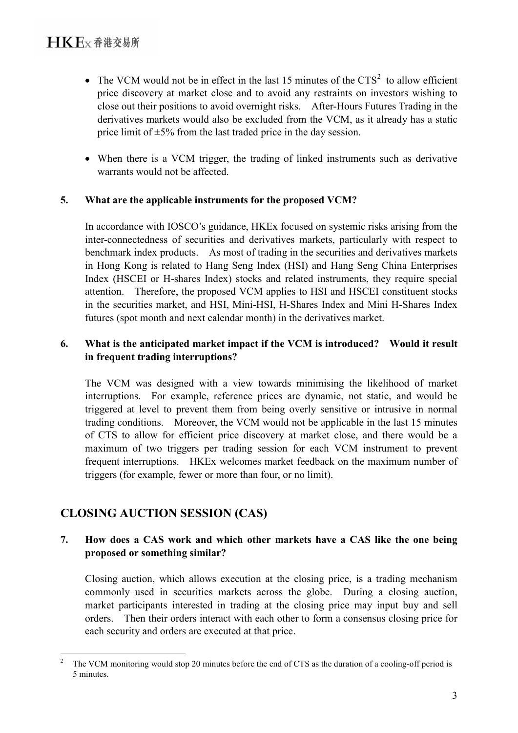- The VCM would not be in effect in the last 15 minutes of the CTS[2] to allow efficient price discovery at market close and to avoid any restraints on investors wishing to close out their positions to avoid overnight risks. After-Hours Futures Trading in the derivatives markets would also be excluded from the VCM, as it already has a static price limit of ±5% from the last traded price in the day session.

- When there is a VCM trigger, the trading of linked instruments such as derivative warrants would not be affected.

### 5. What are the applicable instruments for the proposed VCM?

In accordance with IOSCO's guidance, HKEx focused on systemic risks arising from the inter-connectedness of securities and derivatives markets, particularly with respect to benchmark index products. As most of trading in the securities and derivatives markets in Hong Kong is related to Hang Seng Index (HSI) and Hang Seng China Enterprises Index (HSCEI or H-shares Index) stocks and related instruments, they require special attention. Therefore, the proposed VCM applies to HSI and HSCEI constituent stocks in the securities market, and HSI, Mini-HSI, H-Shares Index and Mini H-Shares Index futures (spot month and next calendar month) in the derivatives market.

### 6. What is the anticipated market impact if the VCM is introduced? Would it result in frequent trading interruptions?

The VCM was designed with a view towards minimising the likelihood of market interruptions. For example, reference prices are dynamic, not static, and would be triggered at level to prevent them from being overly sensitive or intrusive in normal trading conditions. Moreover, the VCM would not be applicable in the last 15 minutes of CTS to allow for efficient price discovery at market close, and there would be a maximum of two triggers per trading session for each VCM instrument to prevent frequent interruptions. HKEx welcomes market feedback on the maximum number of triggers (for example, fewer or more than four, or no limit).

## CLOSING AUCTION SESSION (CAS)

### 7. How does a CAS work and which other markets have a CAS like the one being proposed or something similar?

Closing auction, which allows execution at the closing price, is a trading mechanism commonly used in securities markets across the globe. During a closing auction, market participants interested in trading at the closing price may input buy and sell orders. Then their orders interact with each other to form a consensus closing price for each security and orders are executed at that price.

---

[2] The VCM monitoring would stop 20 minutes before the end of CTS as the duration of a cooling-off period is 5 minutes.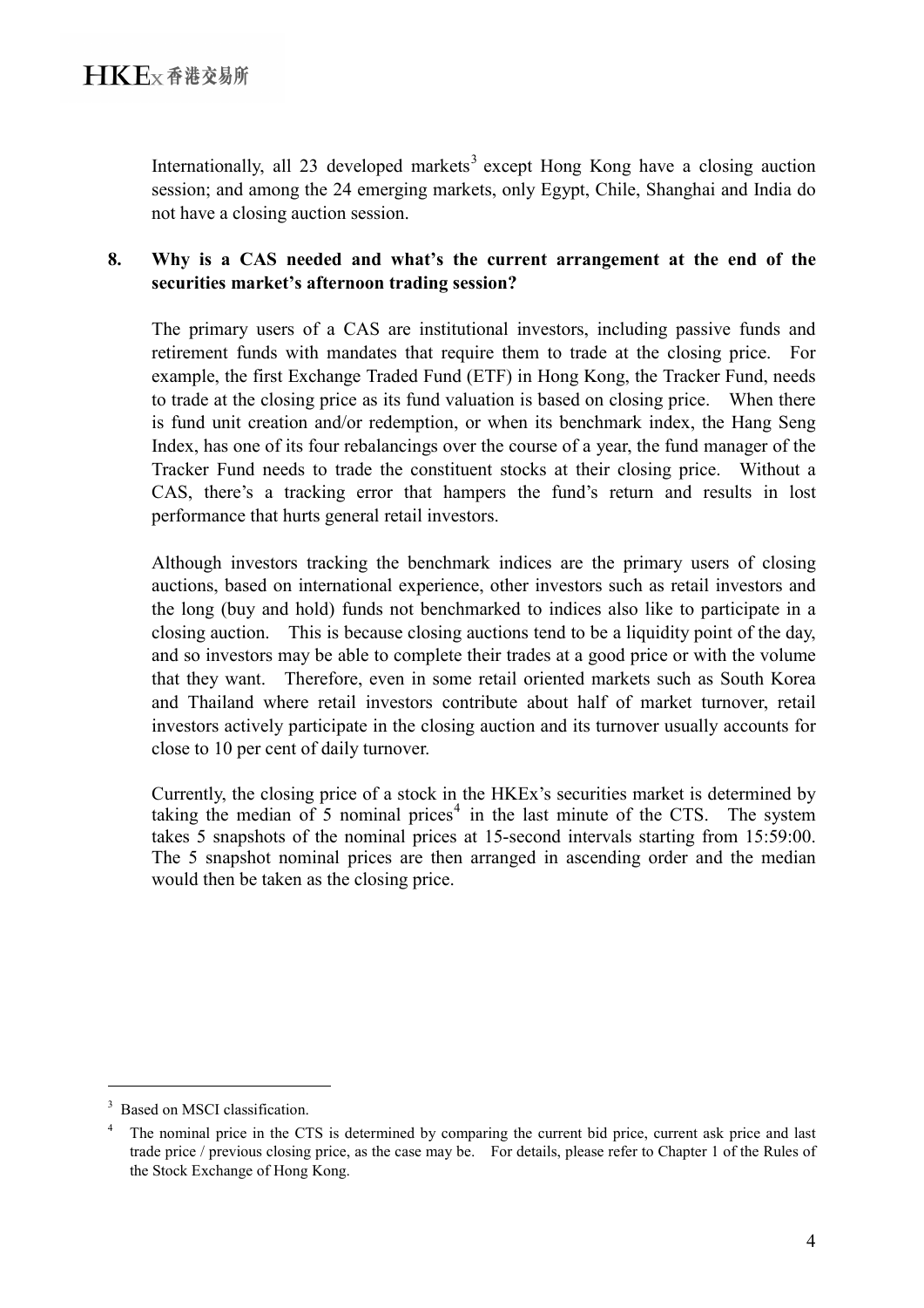Internationally, all 23 developed markets[3] except Hong Kong have a closing auction session; and among the 24 emerging markets, only Egypt, Chile, Shanghai and India do not have a closing auction session.

**8. Why is a CAS needed and what's the current arrangement at the end of the securities market's afternoon trading session?**

The primary users of a CAS are institutional investors, including passive funds and retirement funds with mandates that require them to trade at the closing price. For example, the first Exchange Traded Fund (ETF) in Hong Kong, the Tracker Fund, needs to trade at the closing price as its fund valuation is based on closing price. When there is fund unit creation and/or redemption, or when its benchmark index, the Hang Seng Index, has one of its four rebalancings over the course of a year, the fund manager of the Tracker Fund needs to trade the constituent stocks at their closing price. Without a CAS, there's a tracking error that hampers the fund's return and results in lost performance that hurts general retail investors.

Although investors tracking the benchmark indices are the primary users of closing auctions, based on international experience, other investors such as retail investors and the long (buy and hold) funds not benchmarked to indices also like to participate in a closing auction. This is because closing auctions tend to be a liquidity point of the day, and so investors may be able to complete their trades at a good price or with the volume that they want. Therefore, even in some retail oriented markets such as South Korea and Thailand where retail investors contribute about half of market turnover, retail investors actively participate in the closing auction and its turnover usually accounts for close to 10 per cent of daily turnover.

Currently, the closing price of a stock in the HKEx's securities market is determined by taking the median of 5 nominal prices[4] in the last minute of the CTS. The system takes 5 snapshots of the nominal prices at 15-second intervals starting from 15:59:00. The 5 snapshot nominal prices are then arranged in ascending order and the median would then be taken as the closing price.

---

[3] Based on MSCI classification.

[4] The nominal price in the CTS is determined by comparing the current bid price, current ask price and last trade price / previous closing price, as the case may be. For details, please refer to Chapter 1 of the Rules of the Stock Exchange of Hong Kong.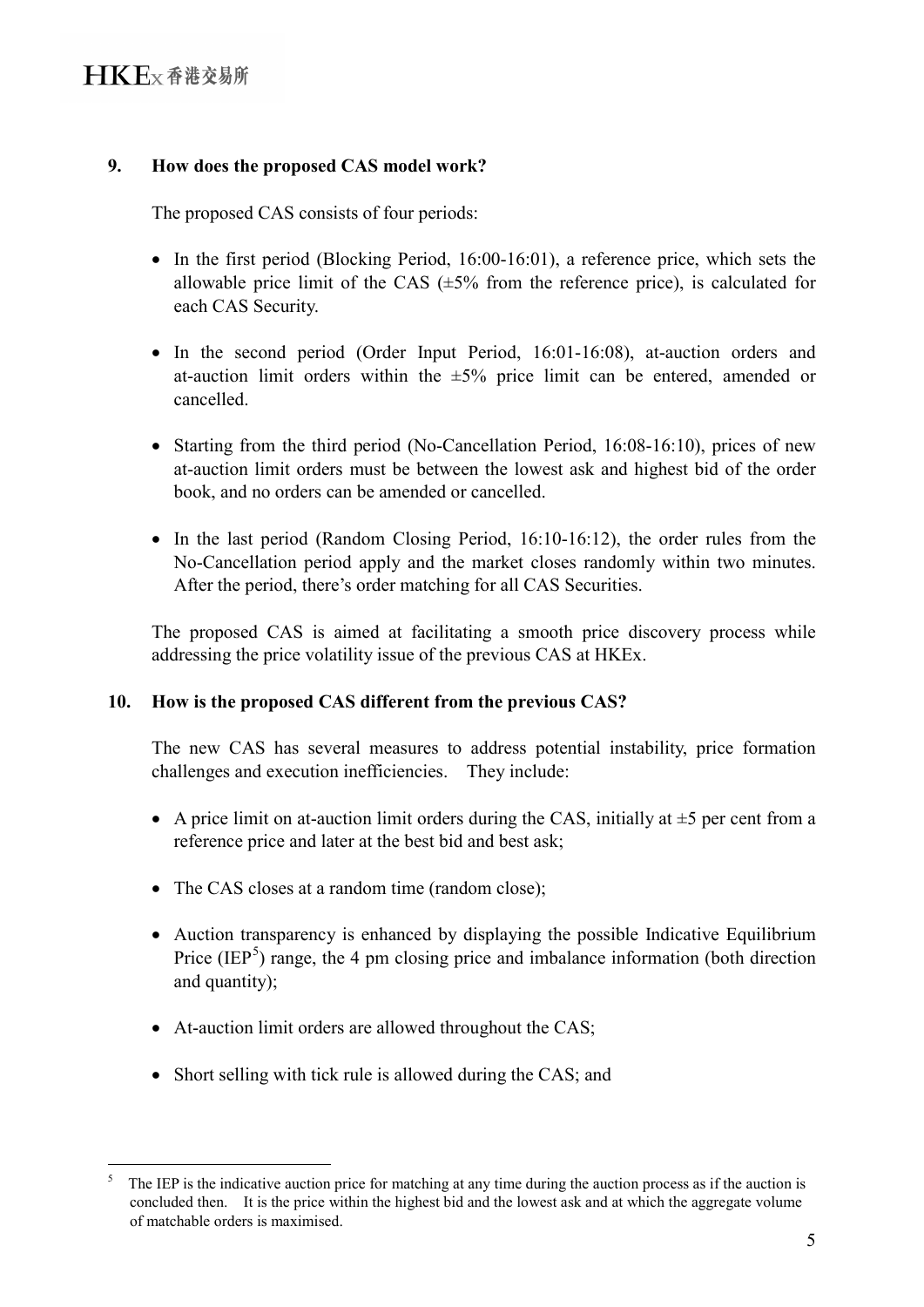**9. How does the proposed CAS model work?**

The proposed CAS consists of four periods:

- In the first period (Blocking Period, 16:00-16:01), a reference price, which sets the allowable price limit of the CAS (±5% from the reference price), is calculated for each CAS Security.
- In the second period (Order Input Period, 16:01-16:08), at-auction orders and at-auction limit orders within the ±5% price limit can be entered, amended or cancelled.
- Starting from the third period (No-Cancellation Period, 16:08-16:10), prices of new at-auction limit orders must be between the lowest ask and highest bid of the order book, and no orders can be amended or cancelled.
- In the last period (Random Closing Period, 16:10-16:12), the order rules from the No-Cancellation period apply and the market closes randomly within two minutes. After the period, there's order matching for all CAS Securities.

The proposed CAS is aimed at facilitating a smooth price discovery process while addressing the price volatility issue of the previous CAS at HKEx.

**10. How is the proposed CAS different from the previous CAS?**

The new CAS has several measures to address potential instability, price formation challenges and execution inefficiencies. They include:

- A price limit on at-auction limit orders during the CAS, initially at ±5 per cent from a reference price and later at the best bid and best ask;
- The CAS closes at a random time (random close);
- Auction transparency is enhanced by displaying the possible Indicative Equilibrium Price (IEP[5]) range, the 4 pm closing price and imbalance information (both direction and quantity);
- At-auction limit orders are allowed throughout the CAS;
- Short selling with tick rule is allowed during the CAS; and

[5] The IEP is the indicative auction price for matching at any time during the auction process as if the auction is concluded then. It is the price within the highest bid and the lowest ask and at which the aggregate volume of matchable orders is maximised.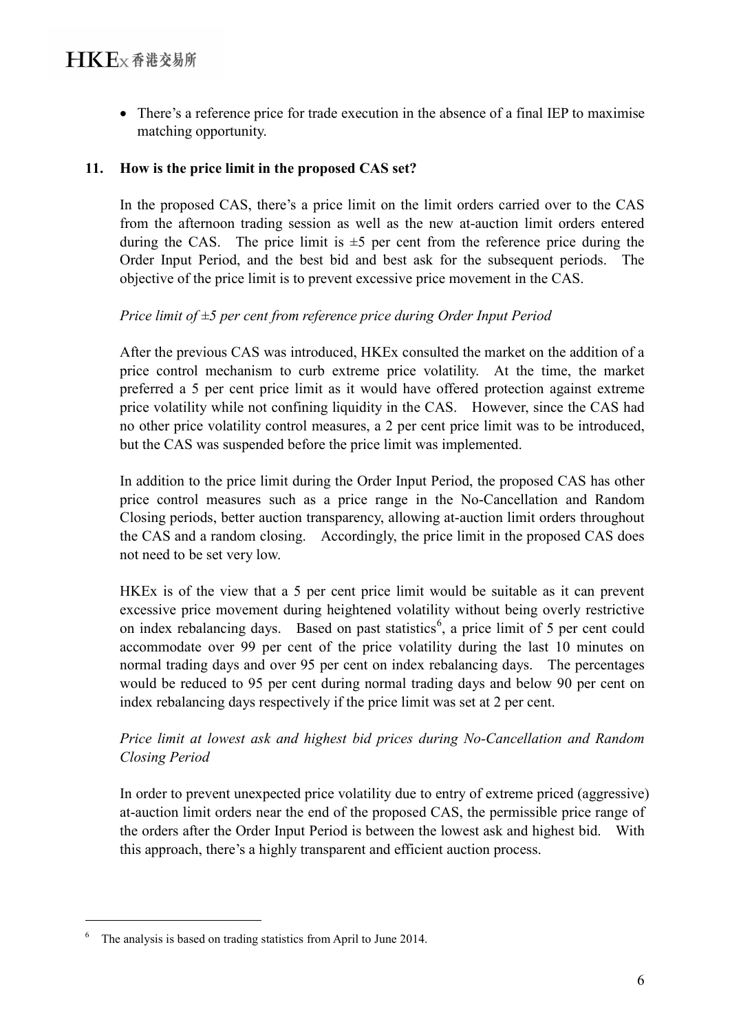- There's a reference price for trade execution in the absence of a final IEP to maximise matching opportunity.

### 11. How is the price limit in the proposed CAS set?

In the proposed CAS, there's a price limit on the limit orders carried over to the CAS from the afternoon trading session as well as the new at-auction limit orders entered during the CAS. The price limit is ±5 per cent from the reference price during the Order Input Period, and the best bid and best ask for the subsequent periods. The objective of the price limit is to prevent excessive price movement in the CAS.

*Price limit of ±5 per cent from reference price during Order Input Period*

After the previous CAS was introduced, HKEx consulted the market on the addition of a price control mechanism to curb extreme price volatility. At the time, the market preferred a 5 per cent price limit as it would have offered protection against extreme price volatility while not confining liquidity in the CAS. However, since the CAS had no other price volatility control measures, a 2 per cent price limit was to be introduced, but the CAS was suspended before the price limit was implemented.

In addition to the price limit during the Order Input Period, the proposed CAS has other price control measures such as a price range in the No-Cancellation and Random Closing periods, better auction transparency, allowing at-auction limit orders throughout the CAS and a random closing. Accordingly, the price limit in the proposed CAS does not need to be set very low.

HKEx is of the view that a 5 per cent price limit would be suitable as it can prevent excessive price movement during heightened volatility without being overly restrictive on index rebalancing days. Based on past statistics[6], a price limit of 5 per cent could accommodate over 99 per cent of the price volatility during the last 10 minutes on normal trading days and over 95 per cent on index rebalancing days. The percentages would be reduced to 95 per cent during normal trading days and below 90 per cent on index rebalancing days respectively if the price limit was set at 2 per cent.

*Price limit at lowest ask and highest bid prices during No-Cancellation and Random Closing Period*

In order to prevent unexpected price volatility due to entry of extreme priced (aggressive) at-auction limit orders near the end of the proposed CAS, the permissible price range of the orders after the Order Input Period is between the lowest ask and highest bid. With this approach, there's a highly transparent and efficient auction process.

---

[6] The analysis is based on trading statistics from April to June 2014.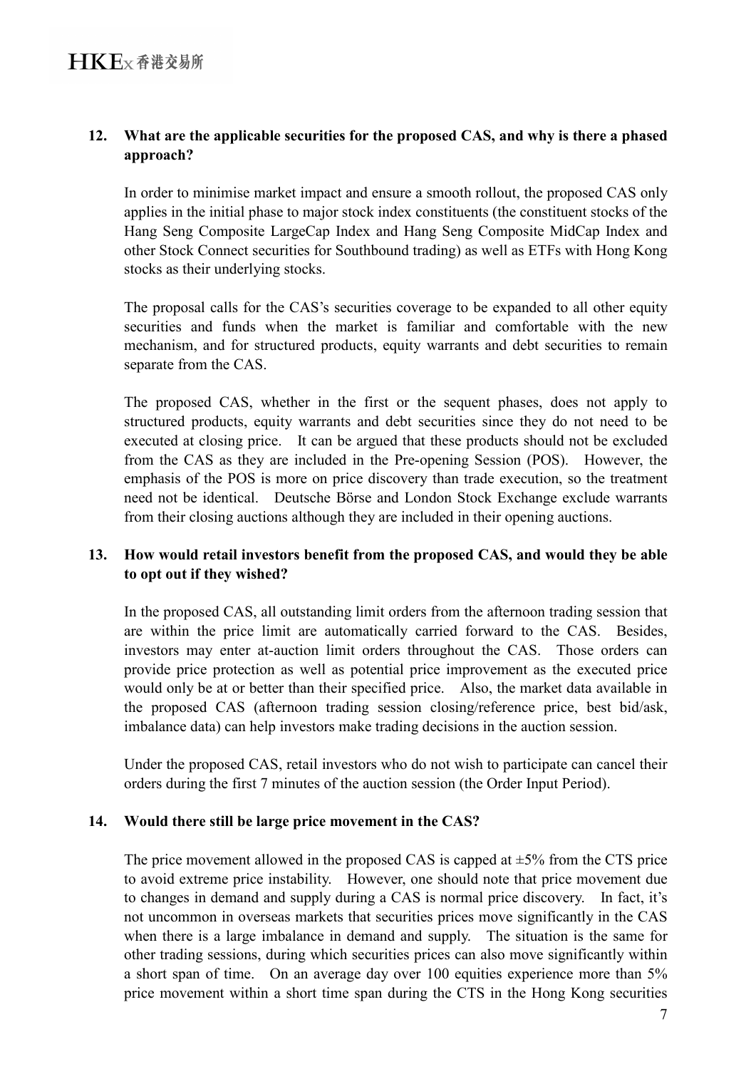**12. What are the applicable securities for the proposed CAS, and why is there a phased approach?**

In order to minimise market impact and ensure a smooth rollout, the proposed CAS only applies in the initial phase to major stock index constituents (the constituent stocks of the Hang Seng Composite LargeCap Index and Hang Seng Composite MidCap Index and other Stock Connect securities for Southbound trading) as well as ETFs with Hong Kong stocks as their underlying stocks.

The proposal calls for the CAS's securities coverage to be expanded to all other equity securities and funds when the market is familiar and comfortable with the new mechanism, and for structured products, equity warrants and debt securities to remain separate from the CAS.

The proposed CAS, whether in the first or the sequent phases, does not apply to structured products, equity warrants and debt securities since they do not need to be executed at closing price. It can be argued that these products should not be excluded from the CAS as they are included in the Pre-opening Session (POS). However, the emphasis of the POS is more on price discovery than trade execution, so the treatment need not be identical. Deutsche Börse and London Stock Exchange exclude warrants from their closing auctions although they are included in their opening auctions.

**13. How would retail investors benefit from the proposed CAS, and would they be able to opt out if they wished?**

In the proposed CAS, all outstanding limit orders from the afternoon trading session that are within the price limit are automatically carried forward to the CAS. Besides, investors may enter at-auction limit orders throughout the CAS. Those orders can provide price protection as well as potential price improvement as the executed price would only be at or better than their specified price. Also, the market data available in the proposed CAS (afternoon trading session closing/reference price, best bid/ask, imbalance data) can help investors make trading decisions in the auction session.

Under the proposed CAS, retail investors who do not wish to participate can cancel their orders during the first 7 minutes of the auction session (the Order Input Period).

**14. Would there still be large price movement in the CAS?**

The price movement allowed in the proposed CAS is capped at ±5% from the CTS price to avoid extreme price instability. However, one should note that price movement due to changes in demand and supply during a CAS is normal price discovery. In fact, it's not uncommon in overseas markets that securities prices move significantly in the CAS when there is a large imbalance in demand and supply. The situation is the same for other trading sessions, during which securities prices can also move significantly within a short span of time. On an average day over 100 equities experience more than 5% price movement within a short time span during the CTS in the Hong Kong securities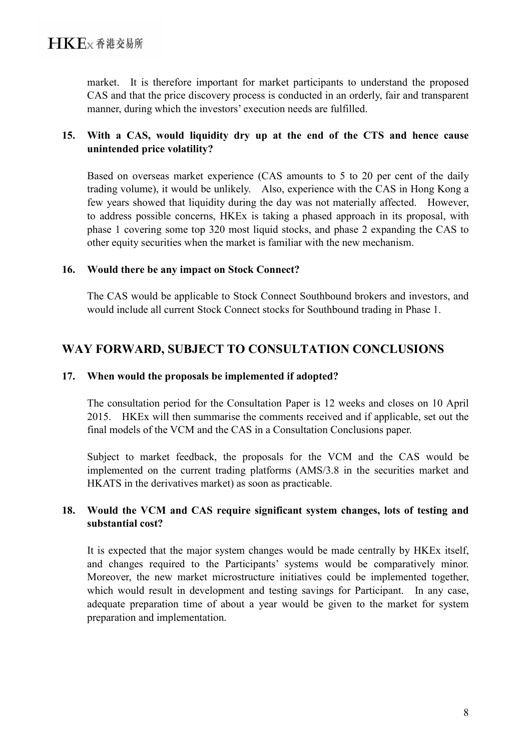market. It is therefore important for market participants to understand the proposed CAS and that the price discovery process is conducted in an orderly, fair and transparent manner, during which the investors' execution needs are fulfilled.

### 15. With a CAS, would liquidity dry up at the end of the CTS and hence cause unintended price volatility?

Based on overseas market experience (CAS amounts to 5 to 20 per cent of the daily trading volume), it would be unlikely. Also, experience with the CAS in Hong Kong a few years showed that liquidity during the day was not materially affected. However, to address possible concerns, HKEx is taking a phased approach in its proposal, with phase 1 covering some top 320 most liquid stocks, and phase 2 expanding the CAS to other equity securities when the market is familiar with the new mechanism.

### 16. Would there be any impact on Stock Connect?

The CAS would be applicable to Stock Connect Southbound brokers and investors, and would include all current Stock Connect stocks for Southbound trading in Phase 1.

## WAY FORWARD, SUBJECT TO CONSULTATION CONCLUSIONS

### 17. When would the proposals be implemented if adopted?

The consultation period for the Consultation Paper is 12 weeks and closes on 10 April 2015. HKEx will then summarise the comments received and if applicable, set out the final models of the VCM and the CAS in a Consultation Conclusions paper.

Subject to market feedback, the proposals for the VCM and the CAS would be implemented on the current trading platforms (AMS/3.8 in the securities market and HKATS in the derivatives market) as soon as practicable.

### 18. Would the VCM and CAS require significant system changes, lots of testing and substantial cost?

It is expected that the major system changes would be made centrally by HKEx itself, and changes required to the Participants' systems would be comparatively minor. Moreover, the new market microstructure initiatives could be implemented together, which would result in development and testing savings for Participant. In any case, adequate preparation time of about a year would be given to the market for system preparation and implementation.